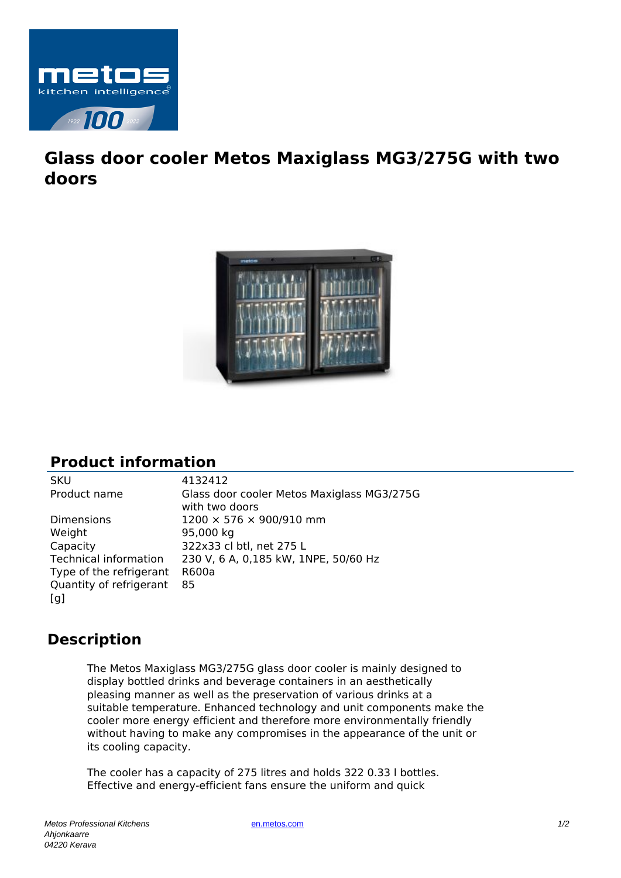# Glass door cooler Metos Maxiglass MG3/275G with two doors

## Product information

| | |
|---|---|
| SKU | 4132412 |
| Product name | Glass door cooler Metos Maxiglass MG3/275G with two doors |
| Dimensions | 1200 × 576 × 900/910 mm |
| Weight | 95,000 kg |
| Capacity | 322x33 cl btl, net 275 L |
| Technical information | 230 V, 6 A, 0,185 kW, 1NPE, 50/60 Hz |
| Type of the refrigerant | R600a |
| Quantity of refrigerant [g] | 85 |

## Description

The Metos Maxiglass MG3/275G glass door cooler is mainly designed to display bottled drinks and beverage containers in an aesthetically pleasing manner as well as the preservation of various drinks at a suitable temperature. Enhanced technology and unit components make the cooler more energy efficient and therefore more environmentally friendly without having to make any compromises in the appearance of the unit or its cooling capacity.

The cooler has a capacity of 275 litres and holds 322 0.33 l bottles. Effective and energy-efficient fans ensure the uniform and quick

*Metos Professional Kitchens*
*Ahjonkaarre*
*04220 Kerava*

en.metos.com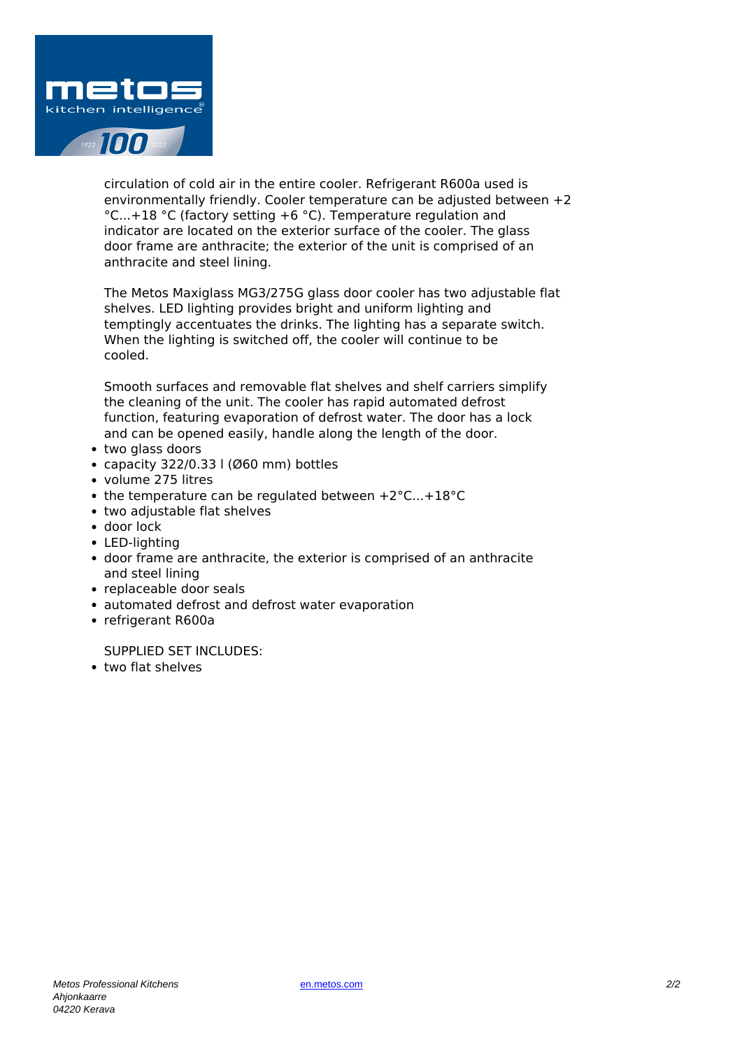circulation of cold air in the entire cooler. Refrigerant R600a used is environmentally friendly. Cooler temperature can be adjusted between +2 °C...+18 °C (factory setting +6 °C). Temperature regulation and indicator are located on the exterior surface of the cooler. The glass door frame are anthracite; the exterior of the unit is comprised of an anthracite and steel lining.

The Metos Maxiglass MG3/275G glass door cooler has two adjustable flat shelves. LED lighting provides bright and uniform lighting and temptingly accentuates the drinks. The lighting has a separate switch. When the lighting is switched off, the cooler will continue to be cooled.

Smooth surfaces and removable flat shelves and shelf carriers simplify the cleaning of the unit. The cooler has rapid automated defrost function, featuring evaporation of defrost water. The door has a lock and can be opened easily, handle along the length of the door.

- two glass doors
- capacity 322/0.33 l (Ø60 mm) bottles
- volume 275 litres
- the temperature can be regulated between +2°C...+18°C
- two adjustable flat shelves
- door lock
- LED-lighting
- door frame are anthracite, the exterior is comprised of an anthracite and steel lining
- replaceable door seals
- automated defrost and defrost water evaporation
- refrigerant R600a

SUPPLIED SET INCLUDES:

- two flat shelves